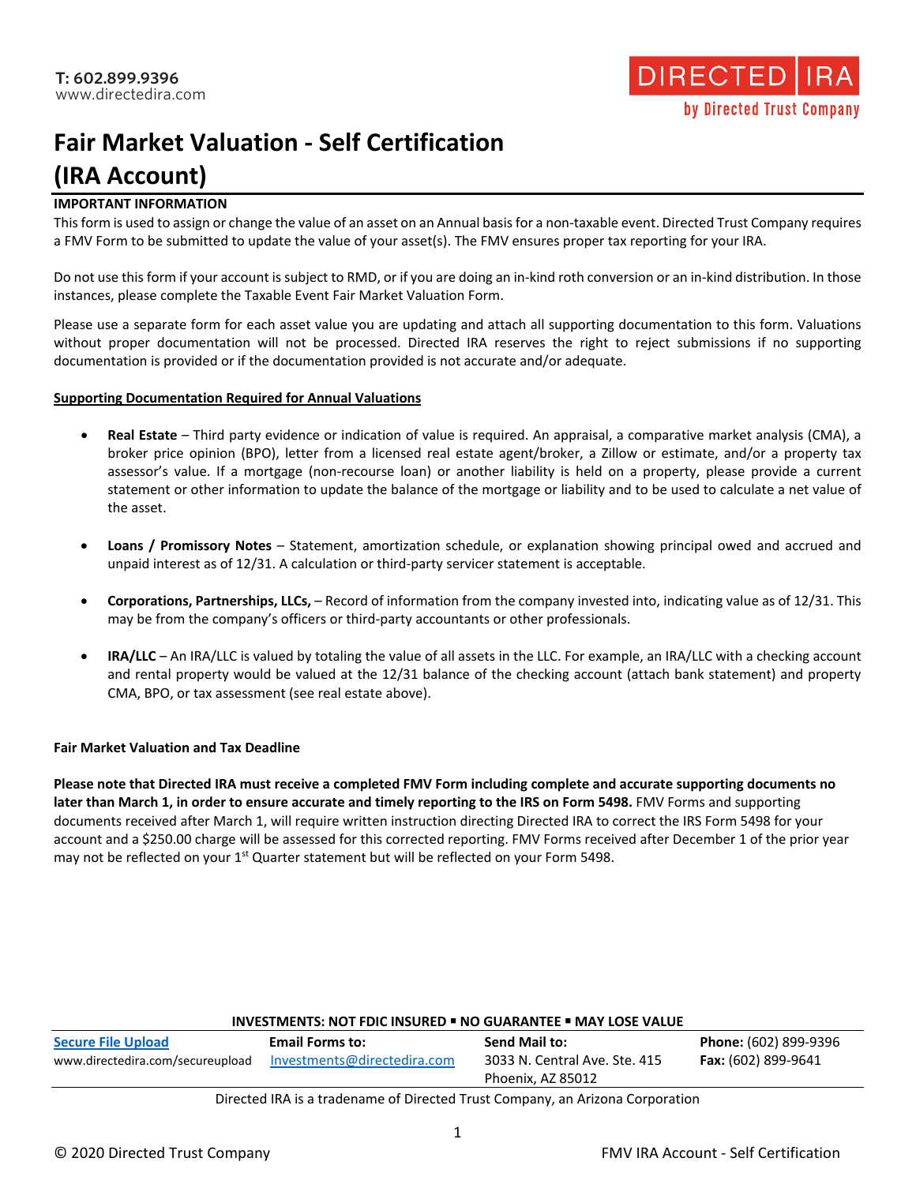T: 602.899.9396
www.directedira.com

DIRECTED IRA
by Directed Trust Company

# Fair Market Valuation - Self Certification (IRA Account)

**IMPORTANT INFORMATION**

This form is used to assign or change the value of an asset on an Annual basis for a non-taxable event. Directed Trust Company requires a FMV Form to be submitted to update the value of your asset(s). The FMV ensures proper tax reporting for your IRA.

Do not use this form if your account is subject to RMD, or if you are doing an in-kind roth conversion or an in-kind distribution. In those instances, please complete the Taxable Event Fair Market Valuation Form.

Please use a separate form for each asset value you are updating and attach all supporting documentation to this form. Valuations without proper documentation will not be processed. Directed IRA reserves the right to reject submissions if no supporting documentation is provided or if the documentation provided is not accurate and/or adequate.

**Supporting Documentation Required for Annual Valuations**

- **Real Estate** – Third party evidence or indication of value is required. An appraisal, a comparative market analysis (CMA), a broker price opinion (BPO), letter from a licensed real estate agent/broker, a Zillow or estimate, and/or a property tax assessor's value. If a mortgage (non-recourse loan) or another liability is held on a property, please provide a current statement or other information to update the balance of the mortgage or liability and to be used to calculate a net value of the asset.
- **Loans / Promissory Notes** – Statement, amortization schedule, or explanation showing principal owed and accrued and unpaid interest as of 12/31. A calculation or third-party servicer statement is acceptable.
- **Corporations, Partnerships, LLCs,** – Record of information from the company invested into, indicating value as of 12/31. This may be from the company's officers or third-party accountants or other professionals.
- **IRA/LLC** – An IRA/LLC is valued by totaling the value of all assets in the LLC. For example, an IRA/LLC with a checking account and rental property would be valued at the 12/31 balance of the checking account (attach bank statement) and property CMA, BPO, or tax assessment (see real estate above).

**Fair Market Valuation and Tax Deadline**

**Please note that Directed IRA must receive a completed FMV Form including complete and accurate supporting documents no later than March 1, in order to ensure accurate and timely reporting to the IRS on Form 5498.** FMV Forms and supporting documents received after March 1, will require written instruction directing Directed IRA to correct the IRS Form 5498 for your account and a $250.00 charge will be assessed for this corrected reporting. FMV Forms received after December 1 of the prior year may not be reflected on your 1st Quarter statement but will be reflected on your Form 5498.

**INVESTMENTS: NOT FDIC INSURED ▪ NO GUARANTEE ▪ MAY LOSE VALUE**

| Secure File Upload | Email Forms to: | Send Mail to: | Phone: (602) 899-9396 |
|---|---|---|---|
| www.directedira.com/secureupload | Investments@directedira.com | 3033 N. Central Ave. Ste. 415 Phoenix, AZ 85012 | Fax: (602) 899-9641 |

Directed IRA is a tradename of Directed Trust Company, an Arizona Corporation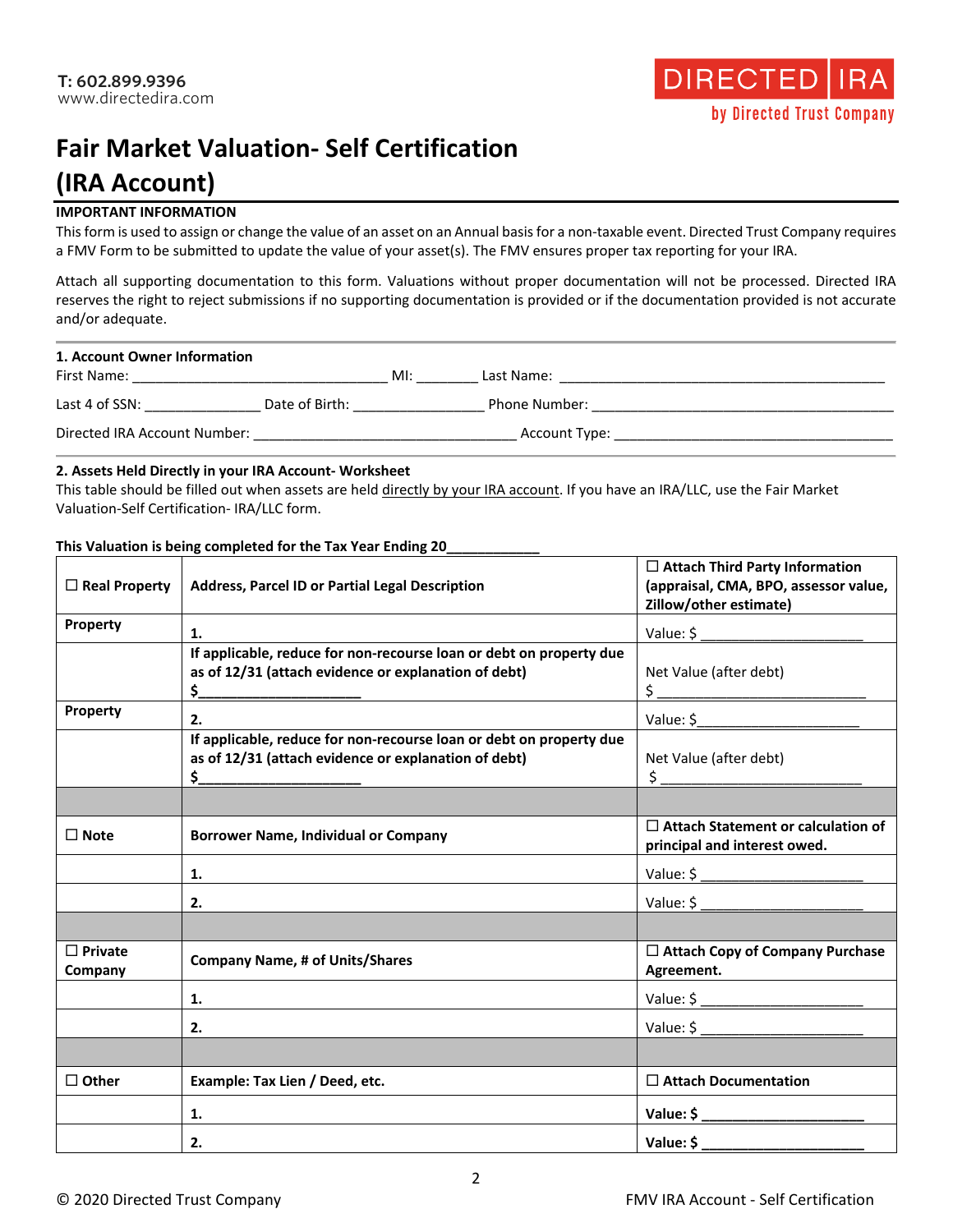T: 602.899.9396
www.directedira.com

DIRECTED IRA
by Directed Trust Company

# Fair Market Valuation- Self Certification (IRA Account)

**IMPORTANT INFORMATION**

This form is used to assign or change the value of an asset on an Annual basis for a non-taxable event. Directed Trust Company requires a FMV Form to be submitted to update the value of your asset(s). The FMV ensures proper tax reporting for your IRA.

Attach all supporting documentation to this form. Valuations without proper documentation will not be processed. Directed IRA reserves the right to reject submissions if no supporting documentation is provided or if the documentation provided is not accurate and/or adequate.

**1. Account Owner Information**

First Name: ________________________________ MI: ________ Last Name: ___________________________________________

Last 4 of SSN: _______________ Date of Birth: _________________ Phone Number: ________________________________________

Directed IRA Account Number: _________________________________ Account Type: ___________________________________

**2. Assets Held Directly in your IRA Account- Worksheet**

This table should be filled out when assets are held directly by your IRA account. If you have an IRA/LLC, use the Fair Market Valuation-Self Certification- IRA/LLC form.

**This Valuation is being completed for the Tax Year Ending 20____________**

| ☐ **Real Property** | **Address, Parcel ID or Partial Legal Description** | ☐ **Attach Third Party Information (appraisal, CMA, BPO, assessor value, Zillow/other estimate)** |
|---|---|---|
| **Property** | **1.** | Value: $ ____________________ |
| | **If applicable, reduce for non-recourse loan or debt on property due as of 12/31 (attach evidence or explanation of debt)** **$____________________** | Net Value (after debt) $ __________________________ |
| **Property** | **2.** | Value: $____________________ |
| | **If applicable, reduce for non-recourse loan or debt on property due as of 12/31 (attach evidence or explanation of debt)** **$____________________** | Net Value (after debt) $ __________________________ |
| | | |
| ☐ **Note** | **Borrower Name, Individual or Company** | ☐ **Attach Statement or calculation of principal and interest owed.** |
| | **1.** | Value: $ ____________________ |
| | **2.** | Value: $ ____________________ |
| | | |
| ☐ **Private Company** | **Company Name, # of Units/Shares** | ☐ **Attach Copy of Company Purchase Agreement.** |
| | **1.** | Value: $ ____________________ |
| | **2.** | Value: $ ____________________ |
| | | |
| ☐ **Other** | **Example: Tax Lien / Deed, etc.** | ☐ **Attach Documentation** |
| | **1.** | **Value: $ ____________________** |
| | **2.** | **Value: $ ____________________** |

© 2020 Directed Trust Company

FMV IRA Account - Self Certification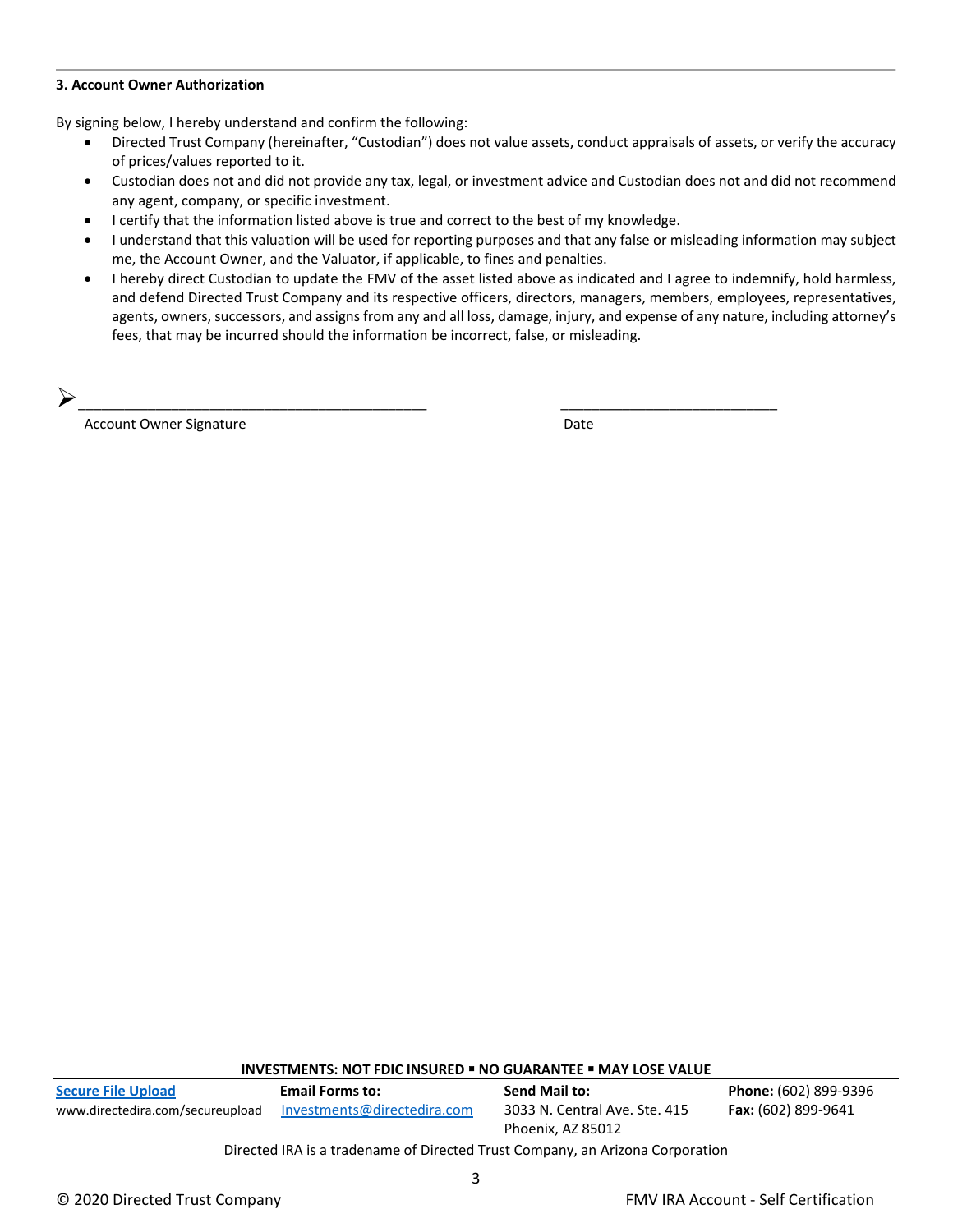### 3. Account Owner Authorization

By signing below, I hereby understand and confirm the following:

- Directed Trust Company (hereinafter, "Custodian") does not value assets, conduct appraisals of assets, or verify the accuracy of prices/values reported to it.
- Custodian does not and did not provide any tax, legal, or investment advice and Custodian does not and did not recommend any agent, company, or specific investment.
- I certify that the information listed above is true and correct to the best of my knowledge.
- I understand that this valuation will be used for reporting purposes and that any false or misleading information may subject me, the Account Owner, and the Valuator, if applicable, to fines and penalties.
- I hereby direct Custodian to update the FMV of the asset listed above as indicated and I agree to indemnify, hold harmless, and defend Directed Trust Company and its respective officers, directors, managers, members, employees, representatives, agents, owners, successors, and assigns from any and all loss, damage, injury, and expense of any nature, including attorney's fees, that may be incurred should the information be incorrect, false, or misleading.

➢ ____________________________________________ ____________________________

Account Owner Signature Date

**INVESTMENTS: NOT FDIC INSURED ▪ NO GUARANTEE ▪ MAY LOSE VALUE**

| | | | |
|---|---|---|---|
| **Secure File Upload** | **Email Forms to:** | **Send Mail to:** | **Phone:** (602) 899-9396 |
| www.directedira.com/secureupload | Investments@directedira.com | 3033 N. Central Ave. Ste. 415<br>Phoenix, AZ 85012 | **Fax:** (602) 899-9641 |

Directed IRA is a tradename of Directed Trust Company, an Arizona Corporation

© 2020 Directed Trust Company FMV IRA Account - Self Certification